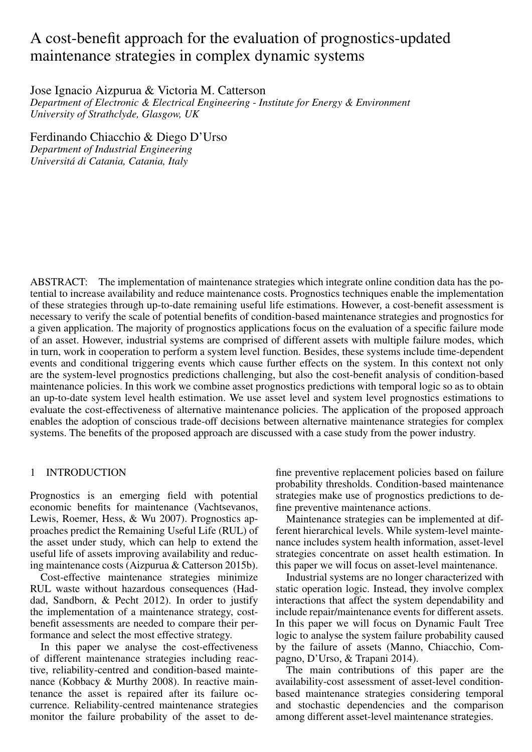# A cost-benefit approach for the evaluation of prognostics-updated maintenance strategies in complex dynamic systems

Jose Ignacio Aizpurua & Victoria M. Catterson

*Department of Electronic & Electrical Engineering - Institute for Energy & Environment*
*University of Strathclyde, Glasgow, UK*

Ferdinando Chiacchio & Diego D'Urso

*Department of Industrial Engineering*
*Universitá di Catania, Catania, Italy*

ABSTRACT: The implementation of maintenance strategies which integrate online condition data has the potential to increase availability and reduce maintenance costs. Prognostics techniques enable the implementation of these strategies through up-to-date remaining useful life estimations. However, a cost-benefit assessment is necessary to verify the scale of potential benefits of condition-based maintenance strategies and prognostics for a given application. The majority of prognostics applications focus on the evaluation of a specific failure mode of an asset. However, industrial systems are comprised of different assets with multiple failure modes, which in turn, work in cooperation to perform a system level function. Besides, these systems include time-dependent events and conditional triggering events which cause further effects on the system. In this context not only are the system-level prognostics predictions challenging, but also the cost-benefit analysis of condition-based maintenance policies. In this work we combine asset prognostics predictions with temporal logic so as to obtain an up-to-date system level health estimation. We use asset level and system level prognostics estimations to evaluate the cost-effectiveness of alternative maintenance policies. The application of the proposed approach enables the adoption of conscious trade-off decisions between alternative maintenance strategies for complex systems. The benefits of the proposed approach are discussed with a case study from the power industry.

## 1 INTRODUCTION

Prognostics is an emerging field with potential economic benefits for maintenance (Vachtsevanos, Lewis, Roemer, Hess, & Wu 2007). Prognostics approaches predict the Remaining Useful Life (RUL) of the asset under study, which can help to extend the useful life of assets improving availability and reducing maintenance costs (Aizpurua & Catterson 2015b).

Cost-effective maintenance strategies minimize RUL waste without hazardous consequences (Haddad, Sandborn, & Pecht 2012). In order to justify the implementation of a maintenance strategy, cost-benefit assessments are needed to compare their performance and select the most effective strategy.

In this paper we analyse the cost-effectiveness of different maintenance strategies including reactive, reliability-centred and condition-based maintenance (Kobbacy & Murthy 2008). In reactive maintenance the asset is repaired after its failure occurrence. Reliability-centred maintenance strategies monitor the failure probability of the asset to define preventive replacement policies based on failure probability thresholds. Condition-based maintenance strategies make use of prognostics predictions to define preventive maintenance actions.

Maintenance strategies can be implemented at different hierarchical levels. While system-level maintenance includes system health information, asset-level strategies concentrate on asset health estimation. In this paper we will focus on asset-level maintenance.

Industrial systems are no longer characterized with static operation logic. Instead, they involve complex interactions that affect the system dependability and include repair/maintenance events for different assets. In this paper we will focus on Dynamic Fault Tree logic to analyse the system failure probability caused by the failure of assets (Manno, Chiacchio, Compagno, D'Urso, & Trapani 2014).

The main contributions of this paper are the availability-cost assessment of asset-level condition-based maintenance strategies considering temporal and stochastic dependencies and the comparison among different asset-level maintenance strategies.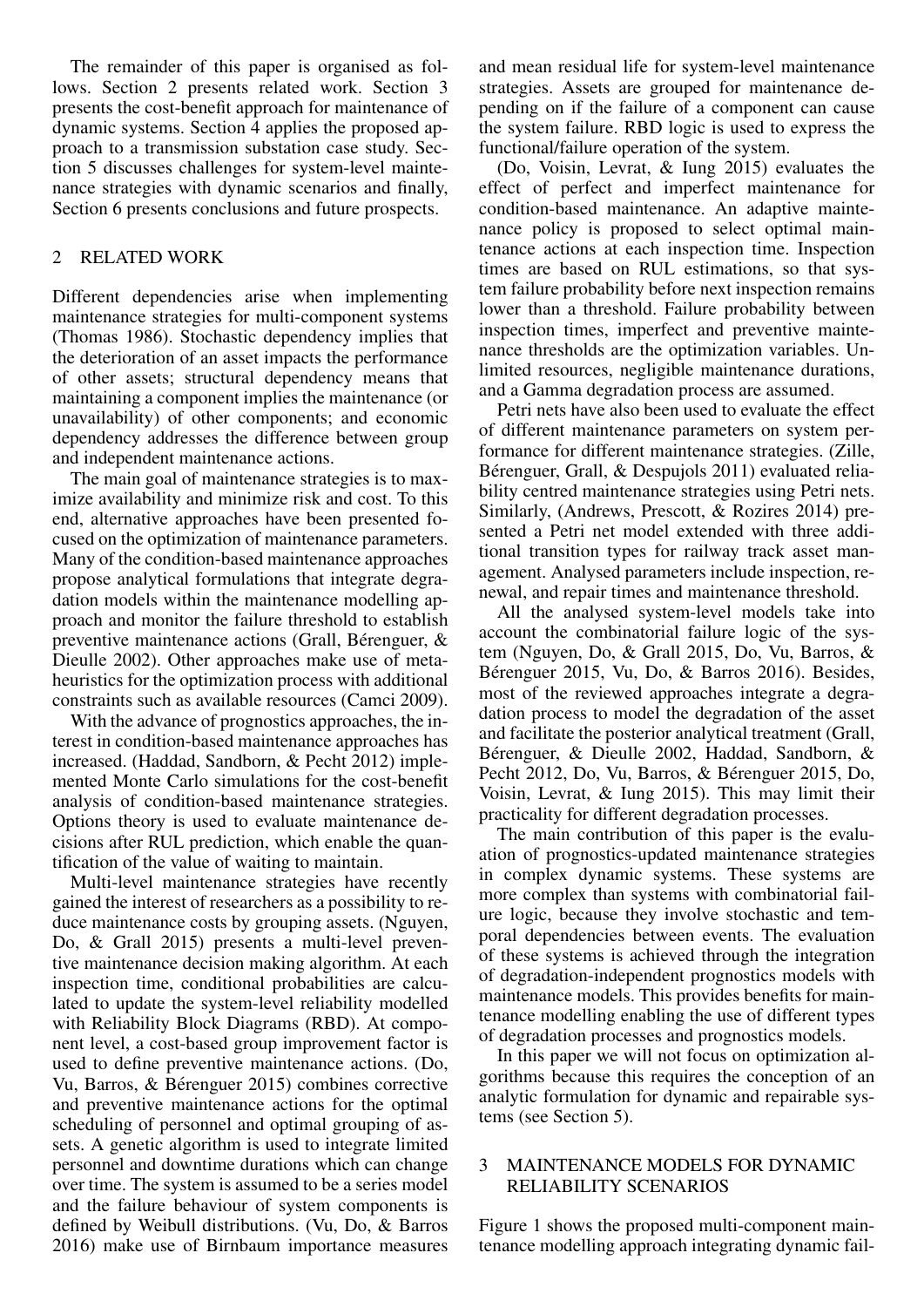The remainder of this paper is organised as follows. Section 2 presents related work. Section 3 presents the cost-benefit approach for maintenance of dynamic systems. Section 4 applies the proposed approach to a transmission substation case study. Section 5 discusses challenges for system-level maintenance strategies with dynamic scenarios and finally, Section 6 presents conclusions and future prospects.

## 2 RELATED WORK

Different dependencies arise when implementing maintenance strategies for multi-component systems (Thomas 1986). Stochastic dependency implies that the deterioration of an asset impacts the performance of other assets; structural dependency means that maintaining a component implies the maintenance (or unavailability) of other components; and economic dependency addresses the difference between group and independent maintenance actions.

The main goal of maintenance strategies is to maximize availability and minimize risk and cost. To this end, alternative approaches have been presented focused on the optimization of maintenance parameters. Many of the condition-based maintenance approaches propose analytical formulations that integrate degradation models within the maintenance modelling approach and monitor the failure threshold to establish preventive maintenance actions (Grall, Bérenguer, & Dieulle 2002). Other approaches make use of metaheuristics for the optimization process with additional constraints such as available resources (Camci 2009).

With the advance of prognostics approaches, the interest in condition-based maintenance approaches has increased. (Haddad, Sandborn, & Pecht 2012) implemented Monte Carlo simulations for the cost-benefit analysis of condition-based maintenance strategies. Options theory is used to evaluate maintenance decisions after RUL prediction, which enable the quantification of the value of waiting to maintain.

Multi-level maintenance strategies have recently gained the interest of researchers as a possibility to reduce maintenance costs by grouping assets. (Nguyen, Do, & Grall 2015) presents a multi-level preventive maintenance decision making algorithm. At each inspection time, conditional probabilities are calculated to update the system-level reliability modelled with Reliability Block Diagrams (RBD). At component level, a cost-based group improvement factor is used to define preventive maintenance actions. (Do, Vu, Barros, & Bérenguer 2015) combines corrective and preventive maintenance actions for the optimal scheduling of personnel and optimal grouping of assets. A genetic algorithm is used to integrate limited personnel and downtime durations which can change over time. The system is assumed to be a series model and the failure behaviour of system components is defined by Weibull distributions. (Vu, Do, & Barros 2016) make use of Birnbaum importance measures and mean residual life for system-level maintenance strategies. Assets are grouped for maintenance depending on if the failure of a component can cause the system failure. RBD logic is used to express the functional/failure operation of the system.

(Do, Voisin, Levrat, & Iung 2015) evaluates the effect of perfect and imperfect maintenance for condition-based maintenance. An adaptive maintenance policy is proposed to select optimal maintenance actions at each inspection time. Inspection times are based on RUL estimations, so that system failure probability before next inspection remains lower than a threshold. Failure probability between inspection times, imperfect and preventive maintenance thresholds are the optimization variables. Unlimited resources, negligible maintenance durations, and a Gamma degradation process are assumed.

Petri nets have also been used to evaluate the effect of different maintenance parameters on system performance for different maintenance strategies. (Zille, Bérenguer, Grall, & Despujols 2011) evaluated reliability centred maintenance strategies using Petri nets. Similarly, (Andrews, Prescott, & Rozires 2014) presented a Petri net model extended with three additional transition types for railway track asset management. Analysed parameters include inspection, renewal, and repair times and maintenance threshold.

All the analysed system-level models take into account the combinatorial failure logic of the system (Nguyen, Do, & Grall 2015, Do, Vu, Barros, & Bérenguer 2015, Vu, Do, & Barros 2016). Besides, most of the reviewed approaches integrate a degradation process to model the degradation of the asset and facilitate the posterior analytical treatment (Grall, Bérenguer, & Dieulle 2002, Haddad, Sandborn, & Pecht 2012, Do, Vu, Barros, & Bérenguer 2015, Do, Voisin, Levrat, & Iung 2015). This may limit their practicality for different degradation processes.

The main contribution of this paper is the evaluation of prognostics-updated maintenance strategies in complex dynamic systems. These systems are more complex than systems with combinatorial failure logic, because they involve stochastic and temporal dependencies between events. The evaluation of these systems is achieved through the integration of degradation-independent prognostics models with maintenance models. This provides benefits for maintenance modelling enabling the use of different types of degradation processes and prognostics models.

In this paper we will not focus on optimization algorithms because this requires the conception of an analytic formulation for dynamic and repairable systems (see Section 5).

## 3 MAINTENANCE MODELS FOR DYNAMIC RELIABILITY SCENARIOS

Figure 1 shows the proposed multi-component maintenance modelling approach integrating dynamic fail-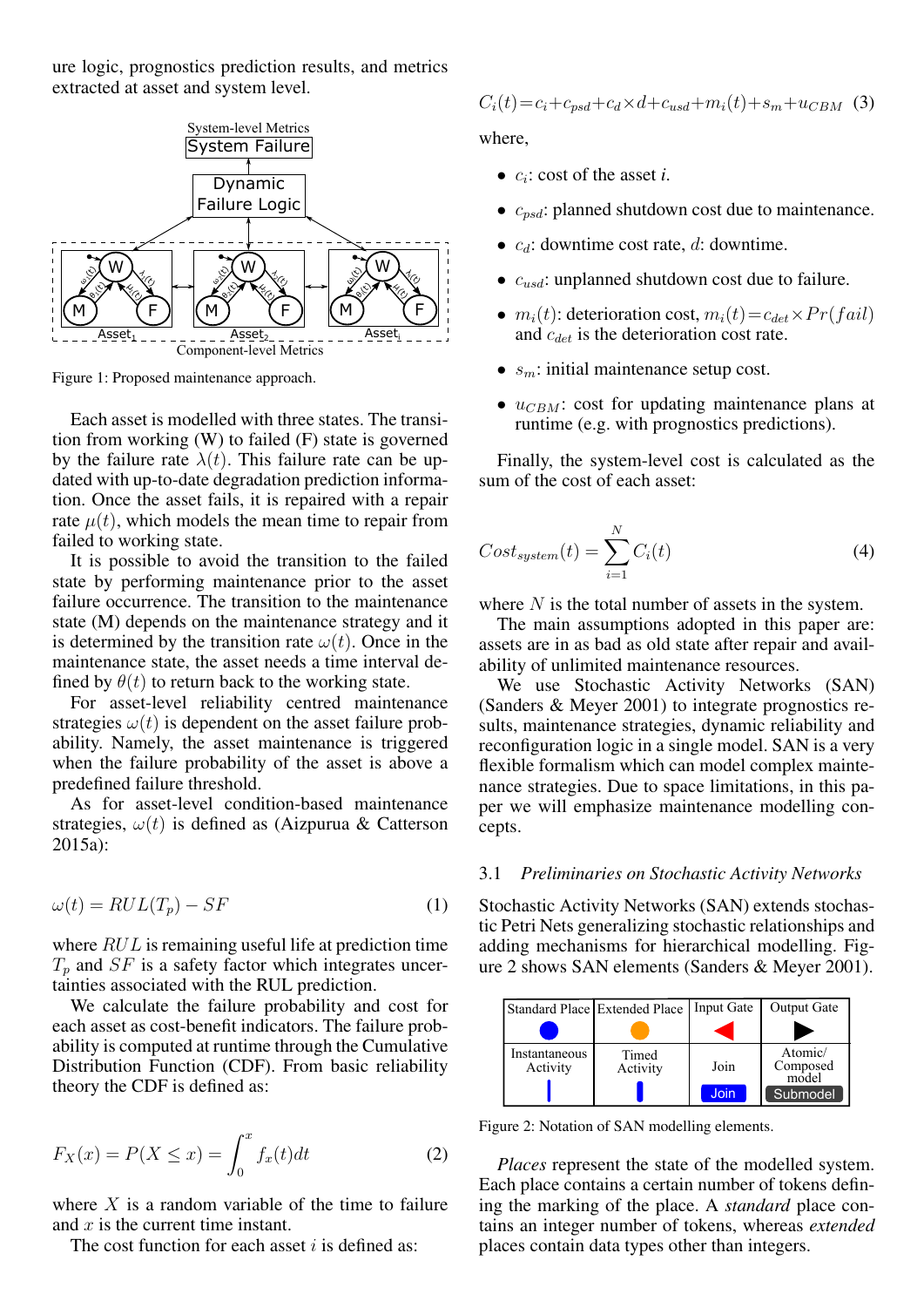ure logic, prognostics prediction results, and metrics extracted at asset and system level.

Figure 1: Proposed maintenance approach.

Each asset is modelled with three states. The transition from working (W) to failed (F) state is governed by the failure rate $\lambda(t)$. This failure rate can be updated with up-to-date degradation prediction information. Once the asset fails, it is repaired with a repair rate $\mu(t)$, which models the mean time to repair from failed to working state.

It is possible to avoid the transition to the failed state by performing maintenance prior to the asset failure occurrence. The transition to the maintenance state (M) depends on the maintenance strategy and it is determined by the transition rate $\omega(t)$. Once in the maintenance state, the asset needs a time interval defined by $\theta(t)$ to return back to the working state.

For asset-level reliability centred maintenance strategies $\omega(t)$ is dependent on the asset failure probability. Namely, the asset maintenance is triggered when the failure probability of the asset is above a predefined failure threshold.

As for asset-level condition-based maintenance strategies, $\omega(t)$ is defined as (Aizpurua & Catterson 2015a):

$$\omega(t) = RUL(T_p) - SF \tag{1}$$

where $RUL$ is remaining useful life at prediction time $T_p$ and $SF$ is a safety factor which integrates uncertainties associated with the RUL prediction.

We calculate the failure probability and cost for each asset as cost-benefit indicators. The failure probability is computed at runtime through the Cumulative Distribution Function (CDF). From basic reliability theory the CDF is defined as:

$$F_X(x) = P(X \leq x) = \int_0^x f_x(t)dt \tag{2}$$

where $X$ is a random variable of the time to failure and $x$ is the current time instant.

The cost function for each asset $i$ is defined as:

$$C_i(t) = c_i + c_{psd} + c_d \times d + c_{usd} + m_i(t) + s_m + u_{CBM} \tag{3}$$

where,

- $c_i$: cost of the asset *i*.
- $c_{psd}$: planned shutdown cost due to maintenance.
- $c_d$: downtime cost rate, $d$: downtime.
- $c_{usd}$: unplanned shutdown cost due to failure.
- $m_i(t)$: deterioration cost, $m_i(t) = c_{det} \times Pr(fail)$ and $c_{det}$ is the deterioration cost rate.
- $s_m$: initial maintenance setup cost.
- $u_{CBM}$: cost for updating maintenance plans at runtime (e.g. with prognostics predictions).

Finally, the system-level cost is calculated as the sum of the cost of each asset:

$$Cost_{system}(t) = \sum_{i=1}^{N} C_i(t) \tag{4}$$

where $N$ is the total number of assets in the system.

The main assumptions adopted in this paper are: assets are in as bad as old state after repair and availability of unlimited maintenance resources.

We use Stochastic Activity Networks (SAN) (Sanders & Meyer 2001) to integrate prognostics results, maintenance strategies, dynamic reliability and reconfiguration logic in a single model. SAN is a very flexible formalism which can model complex maintenance strategies. Due to space limitations, in this paper we will emphasize maintenance modelling concepts.

### 3.1 *Preliminaries on Stochastic Activity Networks*

Stochastic Activity Networks (SAN) extends stochastic Petri Nets generalizing stochastic relationships and adding mechanisms for hierarchical modelling. Figure 2 shows SAN elements (Sanders & Meyer 2001).

| Standard Place | Extended Place | Input Gate | Output Gate |
|---|---|---|---|
| Instantaneous Activity | Timed Activity | Join | Atomic/ Composed model |

Figure 2: Notation of SAN modelling elements.

*Places* represent the state of the modelled system. Each place contains a certain number of tokens defining the marking of the place. A *standard* place contains an integer number of tokens, whereas *extended* places contain data types other than integers.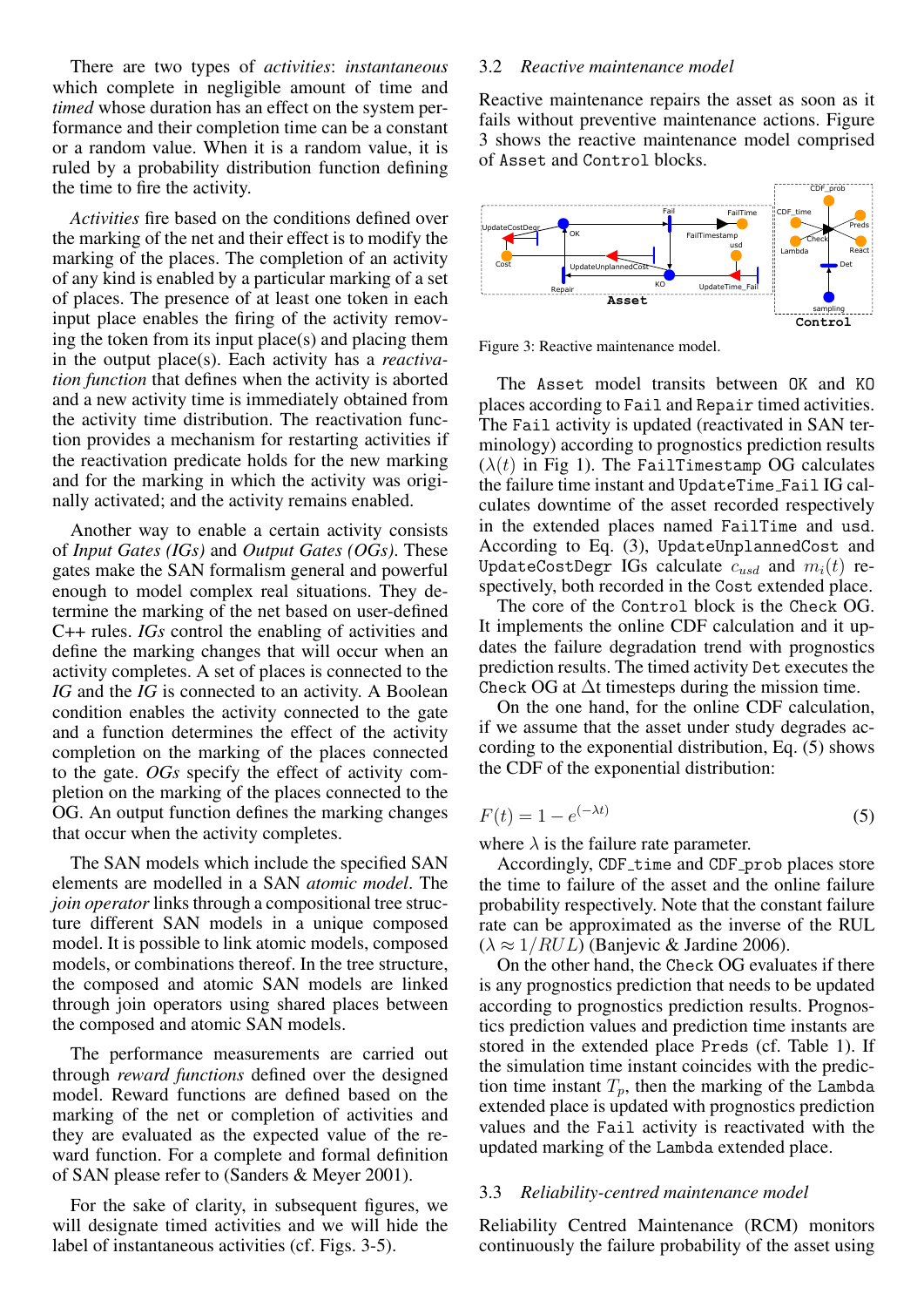There are two types of *activities*: *instantaneous* which complete in negligible amount of time and *timed* whose duration has an effect on the system performance and their completion time can be a constant or a random value. When it is a random value, it is ruled by a probability distribution function defining the time to fire the activity.

*Activities* fire based on the conditions defined over the marking of the net and their effect is to modify the marking of the places. The completion of an activity of any kind is enabled by a particular marking of a set of places. The presence of at least one token in each input place enables the firing of the activity removing the token from its input place(s) and placing them in the output place(s). Each activity has a *reactivation function* that defines when the activity is aborted and a new activity time is immediately obtained from the activity time distribution. The reactivation function provides a mechanism for restarting activities if the reactivation predicate holds for the new marking and for the marking in which the activity was originally activated; and the activity remains enabled.

Another way to enable a certain activity consists of *Input Gates (IGs)* and *Output Gates (OGs)*. These gates make the SAN formalism general and powerful enough to model complex real situations. They determine the marking of the net based on user-defined C++ rules. *IGs* control the enabling of activities and define the marking changes that will occur when an activity completes. A set of places is connected to the *IG* and the *IG* is connected to an activity. A Boolean condition enables the activity connected to the gate and a function determines the effect of the activity completion on the marking of the places connected to the gate. *OGs* specify the effect of activity completion on the marking of the places connected to the OG. An output function defines the marking changes that occur when the activity completes.

The SAN models which include the specified SAN elements are modelled in a SAN *atomic model*. The *join operator* links through a compositional tree structure different SAN models in a unique composed model. It is possible to link atomic models, composed models, or combinations thereof. In the tree structure, the composed and atomic SAN models are linked through join operators using shared places between the composed and atomic SAN models.

The performance measurements are carried out through *reward functions* defined over the designed model. Reward functions are defined based on the marking of the net or completion of activities and they are evaluated as the expected value of the reward function. For a complete and formal definition of SAN please refer to (Sanders & Meyer 2001).

For the sake of clarity, in subsequent figures, we will designate timed activities and we will hide the label of instantaneous activities (cf. Figs. 3-5).

### 3.2 *Reactive maintenance model*

Reactive maintenance repairs the asset as soon as it fails without preventive maintenance actions. Figure 3 shows the reactive maintenance model comprised of `Asset` and `Control` blocks.

Figure 3: Reactive maintenance model.

The `Asset` model transits between `OK` and `KO` places according to `Fail` and `Repair` timed activities. The `Fail` activity is updated (reactivated in SAN terminology) according to prognostics prediction results ($\lambda(t)$ in Fig 1). The `FailTimestamp` OG calculates the failure time instant and `UpdateTime_Fail` IG calculates downtime of the asset recorded respectively in the extended places named `FailTime` and `usd`. According to Eq. (3), `UpdateUnplannedCost` and `UpdateCostDegr` IGs calculate $c_{usd}$ and $m_i(t)$ respectively, both recorded in the `Cost` extended place.

The core of the `Control` block is the `Check` OG. It implements the online CDF calculation and it updates the failure degradation trend with prognostics prediction results. The timed activity `Det` executes the `Check` OG at $\Delta$t timesteps during the mission time.

On the one hand, for the online CDF calculation, if we assume that the asset under study degrades according to the exponential distribution, Eq. (5) shows the CDF of the exponential distribution:

$$F(t) = 1 - e^{(-\lambda t)} \tag{5}$$

where $\lambda$ is the failure rate parameter.

Accordingly, `CDF_time` and `CDF_prob` places store the time to failure of the asset and the online failure probability respectively. Note that the constant failure rate can be approximated as the inverse of the RUL ($\lambda \approx 1/RUL$) (Banjevic & Jardine 2006).

On the other hand, the `Check` OG evaluates if there is any prognostics prediction that needs to be updated according to prognostics prediction results. Prognostics prediction values and prediction time instants are stored in the extended place `Preds` (cf. Table 1). If the simulation time instant coincides with the prediction time instant $T_p$, then the marking of the `Lambda` extended place is updated with prognostics prediction values and the `Fail` activity is reactivated with the updated marking of the `Lambda` extended place.

### 3.3 *Reliability-centred maintenance model*

Reliability Centred Maintenance (RCM) monitors continuously the failure probability of the asset using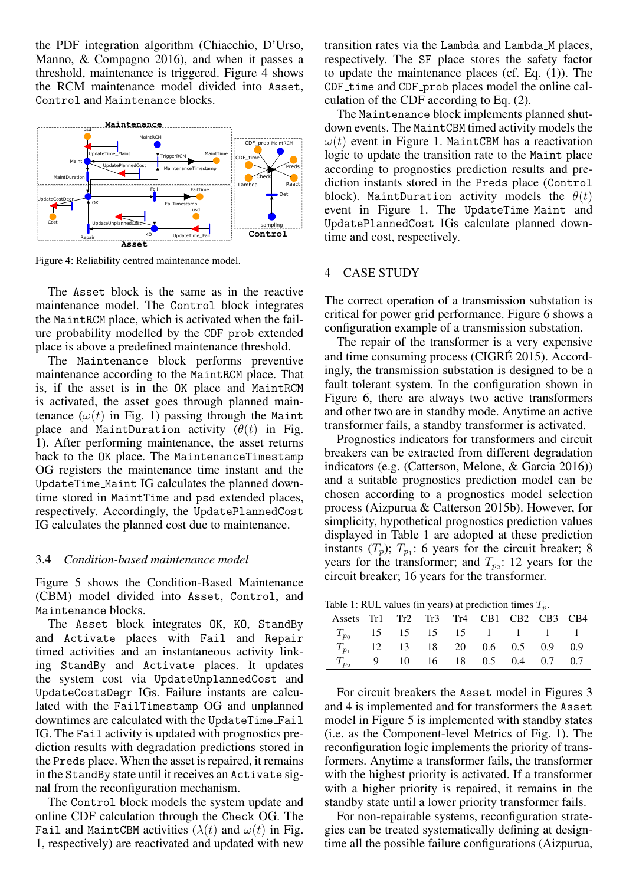the PDF integration algorithm (Chiacchio, D'Urso, Manno, & Compagno 2016), and when it passes a threshold, maintenance is triggered. Figure 4 shows the RCM maintenance model divided into Asset, Control and Maintenance blocks.

Figure 4: Reliability centred maintenance model.

The Asset block is the same as in the reactive maintenance model. The Control block integrates the MaintRCM place, which is activated when the failure probability modelled by the CDF_prob extended place is above a predefined maintenance threshold.

The Maintenance block performs preventive maintenance according to the MaintRCM place. That is, if the asset is in the OK place and MaintRCM is activated, the asset goes through planned maintenance ($\omega(t)$ in Fig. 1) passing through the Maint place and MaintDuration activity ($\theta(t)$ in Fig. 1). After performing maintenance, the asset returns back to the OK place. The MaintenanceTimestamp OG registers the maintenance time instant and the UpdateTime_Maint IG calculates the planned downtime stored in MaintTime and psd extended places, respectively. Accordingly, the UpdatePlannedCost IG calculates the planned cost due to maintenance.

### 3.4 *Condition-based maintenance model*

Figure 5 shows the Condition-Based Maintenance (CBM) model divided into Asset, Control, and Maintenance blocks.

The Asset block integrates OK, KO, StandBy and Activate places with Fail and Repair timed activities and an instantaneous activity linking StandBy and Activate places. It updates the system cost via UpdateUnplannedCost and UpdateCostsDegr IGs. Failure instants are calculated with the FailTimestamp OG and unplanned downtimes are calculated with the UpdateTime_Fail IG. The Fail activity is updated with prognostics prediction results with degradation predictions stored in the Preds place. When the asset is repaired, it remains in the StandBy state until it receives an Activate signal from the reconfiguration mechanism.

The Control block models the system update and online CDF calculation through the Check OG. The Fail and MaintCBM activities ($\lambda(t)$ and $\omega(t)$ in Fig. 1, respectively) are reactivated and updated with new transition rates via the Lambda and Lambda_M places, respectively. The SF place stores the safety factor to update the maintenance places (cf. Eq. (1)). The CDF_time and CDF_prob places model the online calculation of the CDF according to Eq. (2).

The Maintenance block implements planned shutdown events. The MaintCBM timed activity models the $\omega(t)$ event in Figure 1. MaintCBM has a reactivation logic to update the transition rate to the Maint place according to prognostics prediction results and prediction instants stored in the Preds place (Control block). MaintDuration activity models the $\theta(t)$ event in Figure 1. The UpdateTime_Maint and UpdatePlannedCost IGs calculate planned downtime and cost, respectively.

## 4 CASE STUDY

The correct operation of a transmission substation is critical for power grid performance. Figure 6 shows a configuration example of a transmission substation.

The repair of the transformer is a very expensive and time consuming process (CIGRÉ 2015). Accordingly, the transmission substation is designed to be a fault tolerant system. In the configuration shown in Figure 6, there are always two active transformers and other two are in standby mode. Anytime an active transformer fails, a standby transformer is activated.

Prognostics indicators for transformers and circuit breakers can be extracted from different degradation indicators (e.g. (Catterson, Melone, & Garcia 2016)) and a suitable prognostics prediction model can be chosen according to a prognostics model selection process (Aizpurua & Catterson 2015b). However, for simplicity, hypothetical prognostics prediction values displayed in Table 1 are adopted at these prediction instants ($T_p$); $T_{p_1}$: 6 years for the circuit breaker; 8 years for the transformer; and $T_{p_2}$: 12 years for the circuit breaker; 16 years for the transformer.

Table 1: RUL values (in years) at prediction times $T_p$.

| Assets | Tr1 | Tr2 | Tr3 | Tr4 | CB1 | CB2 | CB3 | CB4 |
|---|---|---|---|---|---|---|---|---|
| $T_{p_0}$ | 15 | 15 | 15 | 15 | 1 | 1 | 1 | 1 |
| $T_{p_1}$ | 12 | 13 | 18 | 20 | 0.6 | 0.5 | 0.9 | 0.9 |
| $T_{p_2}$ | 9 | 10 | 16 | 18 | 0.5 | 0.4 | 0.7 | 0.7 |

For circuit breakers the Asset model in Figures 3 and 4 is implemented and for transformers the Asset model in Figure 5 is implemented with standby states (i.e. as the Component-level Metrics of Fig. 1). The reconfiguration logic implements the priority of transformers. Anytime a transformer fails, the transformer with the highest priority is activated. If a transformer with a higher priority is repaired, it remains in the standby state until a lower priority transformer fails.

For non-repairable systems, reconfiguration strategies can be treated systematically defining at design-time all the possible failure configurations (Aizpurua,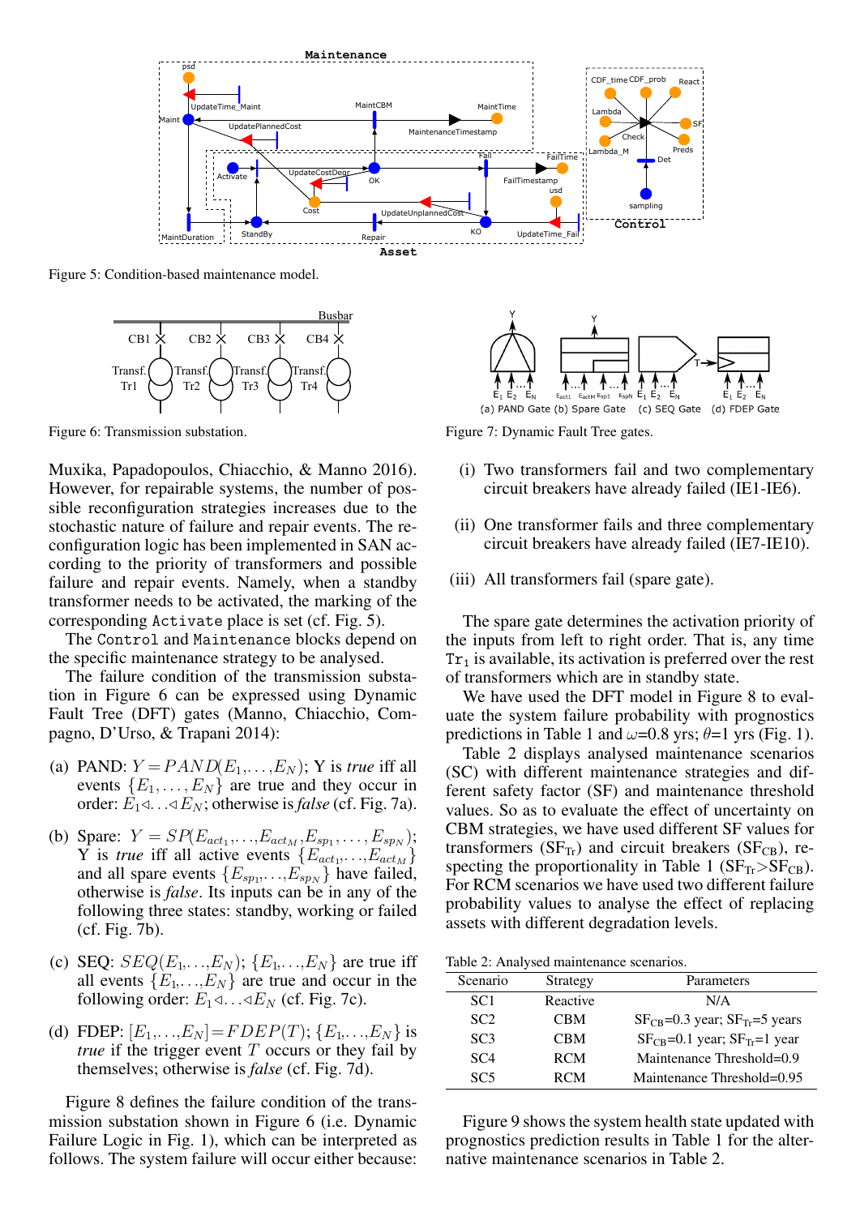Figure 5: Condition-based maintenance model.

Figure 6: Transmission substation.

Figure 7: Dynamic Fault Tree gates.

Muxika, Papadopoulos, Chiacchio, & Manno 2016). However, for repairable systems, the number of possible reconfiguration strategies increases due to the stochastic nature of failure and repair events. The reconfiguration logic has been implemented in SAN according to the priority of transformers and possible failure and repair events. Namely, when a standby transformer needs to be activated, the marking of the corresponding `Activate` place is set (cf. Fig. 5).

The `Control` and `Maintenance` blocks depend on the specific maintenance strategy to be analysed.

The failure condition of the transmission substation in Figure 6 can be expressed using Dynamic Fault Tree (DFT) gates (Manno, Chiacchio, Compagno, D'Urso, & Trapani 2014):

(a) PAND: $Y = PAND(E_1, \ldots, E_N)$; Y is *true* iff all events $\{E_1, \ldots, E_N\}$ are true and they occur in order: $E_1 \triangleleft \ldots \triangleleft E_N$; otherwise is *false* (cf. Fig. 7a).

(b) Spare: $Y = SP(E_{act_1}, \ldots, E_{act_M}, E_{sp_1}, \ldots, E_{sp_N})$; Y is *true* iff all active events $\{E_{act_1}, \ldots, E_{act_M}\}$ and all spare events $\{E_{sp_1}, \ldots, E_{sp_N}\}$ have failed, otherwise is *false*. Its inputs can be in any of the following three states: standby, working or failed (cf. Fig. 7b).

(c) SEQ: $SEQ(E_1, \ldots, E_N)$; $\{E_1, \ldots, E_N\}$ are true iff all events $\{E_1, \ldots, E_N\}$ are true and occur in the following order: $E_1 \triangleleft \ldots \triangleleft E_N$ (cf. Fig. 7c).

(d) FDEP: $[E_1, \ldots, E_N] = FDEP(T)$; $\{E_1, \ldots, E_N\}$ is *true* if the trigger event $T$ occurs or they fail by themselves; otherwise is *false* (cf. Fig. 7d).

Figure 8 defines the failure condition of the transmission substation shown in Figure 6 (i.e. Dynamic Failure Logic in Fig. 1), which can be interpreted as follows. The system failure will occur either because:

(i) Two transformers fail and two complementary circuit breakers have already failed (IE1-IE6).

(ii) One transformer fails and three complementary circuit breakers have already failed (IE7-IE10).

(iii) All transformers fail (spare gate).

The spare gate determines the activation priority of the inputs from left to right order. That is, any time $\mathtt{Tr}_1$ is available, its activation is preferred over the rest of transformers which are in standby state.

We have used the DFT model in Figure 8 to evaluate the system failure probability with prognostics predictions in Table 1 and $\omega$=0.8 yrs; $\theta$=1 yrs (Fig. 1).

Table 2 displays analysed maintenance scenarios (SC) with different maintenance strategies and different safety factor (SF) and maintenance threshold values. So as to evaluate the effect of uncertainty on CBM strategies, we have used different SF values for transformers ($\mathrm{SF_{Tr}}$) and circuit breakers ($\mathrm{SF_{CB}}$), respecting the proportionality in Table 1 ($\mathrm{SF_{Tr}} > \mathrm{SF_{CB}}$). For RCM scenarios we have used two different failure probability values to analyse the effect of replacing assets with different degradation levels.

Table 2: Analysed maintenance scenarios.

| Scenario | Strategy | Parameters |
|---|---|---|
| SC1 | Reactive | N/A |
| SC2 | CBM | $\mathrm{SF_{CB}}$=0.3 year; $\mathrm{SF_{Tr}}$=5 years |
| SC3 | CBM | $\mathrm{SF_{CB}}$=0.1 year; $\mathrm{SF_{Tr}}$=1 year |
| SC4 | RCM | Maintenance Threshold=0.9 |
| SC5 | RCM | Maintenance Threshold=0.95 |

Figure 9 shows the system health state updated with prognostics prediction results in Table 1 for the alternative maintenance scenarios in Table 2.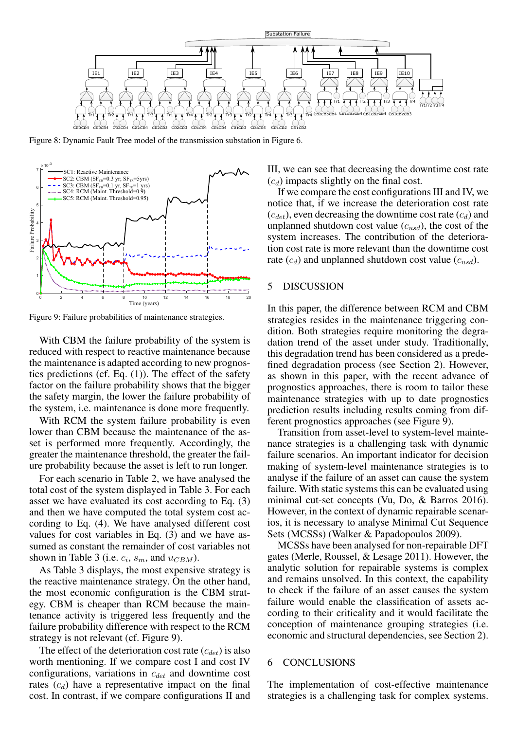Figure 8: Dynamic Fault Tree model of the transmission substation in Figure 6.

Figure 9: Failure probabilities of maintenance strategies.

With CBM the failure probability of the system is reduced with respect to reactive maintenance because the maintenance is adapted according to new prognostics predictions (cf. Eq. (1)). The effect of the safety factor on the failure probability shows that the bigger the safety margin, the lower the failure probability of the system, i.e. maintenance is done more frequently.

With RCM the system failure probability is even lower than CBM because the maintenance of the asset is performed more frequently. Accordingly, the greater the maintenance threshold, the greater the failure probability because the asset is left to run longer.

For each scenario in Table 2, we have analysed the total cost of the system displayed in Table 3. For each asset we have evaluated its cost according to Eq. (3) and then we have computed the total system cost according to Eq. (4). We have analysed different cost values for cost variables in Eq. (3) and we have assumed as constant the remainder of cost variables not shown in Table 3 (i.e. $c_i$, $s_m$, and $u_{CBM}$).

As Table 3 displays, the most expensive strategy is the reactive maintenance strategy. On the other hand, the most economic configuration is the CBM strategy. CBM is cheaper than RCM because the maintenance activity is triggered less frequently and the failure probability difference with respect to the RCM strategy is not relevant (cf. Figure 9).

The effect of the deterioration cost rate ($c_{det}$) is also worth mentioning. If we compare cost I and cost IV configurations, variations in $c_{det}$ and downtime cost rates ($c_d$) have a representative impact on the final cost. In contrast, if we compare configurations II and III, we can see that decreasing the downtime cost rate ($c_d$) impacts slightly on the final cost.

If we compare the cost configurations III and IV, we notice that, if we increase the deterioration cost rate ($c_{det}$), even decreasing the downtime cost rate ($c_d$) and unplanned shutdown cost value ($c_{usd}$), the cost of the system increases. The contribution of the deterioration cost rate is more relevant than the downtime cost rate ($c_d$) and unplanned shutdown cost value ($c_{usd}$).

## 5 DISCUSSION

In this paper, the difference between RCM and CBM strategies resides in the maintenance triggering condition. Both strategies require monitoring the degradation trend of the asset under study. Traditionally, this degradation trend has been considered as a predefined degradation process (see Section 2). However, as shown in this paper, with the recent advance of prognostics approaches, there is room to tailor these maintenance strategies with up to date prognostics prediction results including results coming from different prognostics approaches (see Figure 9).

Transition from asset-level to system-level maintenance strategies is a challenging task with dynamic failure scenarios. An important indicator for decision making of system-level maintenance strategies is to analyse if the failure of an asset can cause the system failure. With static systems this can be evaluated using minimal cut-set concepts (Vu, Do, & Barros 2016). However, in the context of dynamic repairable scenarios, it is necessary to analyse Minimal Cut Sequence Sets (MCSSs) (Walker & Papadopoulos 2009).

MCSSs have been analysed for non-repairable DFT gates (Merle, Roussel, & Lesage 2011). However, the analytic solution for repairable systems is complex and remains unsolved. In this context, the capability to check if the failure of an asset causes the system failure would enable the classification of assets according to their criticality and it would facilitate the conception of maintenance grouping strategies (i.e. economic and structural dependencies, see Section 2).

## 6 CONCLUSIONS

The implementation of cost-effective maintenance strategies is a challenging task for complex systems.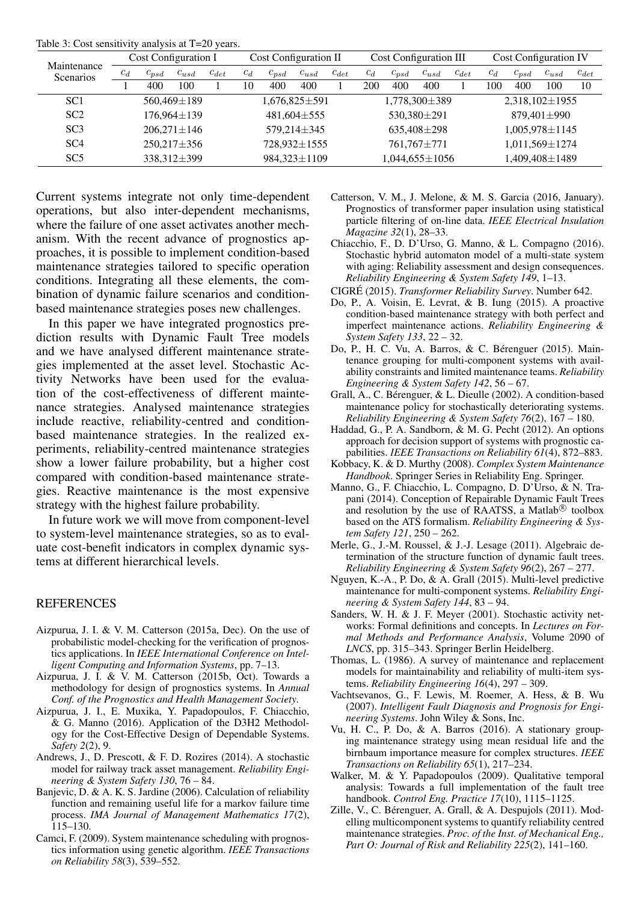Table 3: Cost sensitivity analysis at T=20 years.

| Maintenance Scenarios | Cost Configuration I | | | | Cost Configuration II | | | | Cost Configuration III | | | | Cost Configuration IV | | | |
|---|---|---|---|---|---|---|---|---|---|---|---|---|---|---|---|---|
| | $c_d$ | $c_{psd}$ | $c_{usd}$ | $c_{det}$ | $c_d$ | $c_{psd}$ | $c_{usd}$ | $c_{det}$ | $c_d$ | $c_{psd}$ | $c_{usd}$ | $c_{det}$ | $c_d$ | $c_{psd}$ | $c_{usd}$ | $c_{det}$ |
| | 1 | 400 | 100 | 1 | 10 | 400 | 400 | 1 | 200 | 400 | 400 | 1 | 100 | 400 | 100 | 10 |
| SC1 | 560,469±189 | | | | 1,676,825±591 | | | | 1,778,300±389 | | | | 2,318,102±1955 | | | |
| SC2 | 176,964±139 | | | | 481,604±555 | | | | 530,380±291 | | | | 879,401±990 | | | |
| SC3 | 206,271±146 | | | | 579,214±345 | | | | 635,408±298 | | | | 1,005,978±1145 | | | |
| SC4 | 250,217±356 | | | | 728,932±1555 | | | | 761,767±771 | | | | 1,011,569±1274 | | | |
| SC5 | 338,312±399 | | | | 984,323±1109 | | | | 1,044,655±1056 | | | | 1,409,408±1489 | | | |

Current systems integrate not only time-dependent operations, but also inter-dependent mechanisms, where the failure of one asset activates another mechanism. With the recent advance of prognostics approaches, it is possible to implement condition-based maintenance strategies tailored to specific operation conditions. Integrating all these elements, the combination of dynamic failure scenarios and condition-based maintenance strategies poses new challenges.

In this paper we have integrated prognostics prediction results with Dynamic Fault Tree models and we have analysed different maintenance strategies implemented at the asset level. Stochastic Activity Networks have been used for the evaluation of the cost-effectiveness of different maintenance strategies. Analysed maintenance strategies include reactive, reliability-centred and condition-based maintenance strategies. In the realized experiments, reliability-centred maintenance strategies show a lower failure probability, but a higher cost compared with condition-based maintenance strategies. Reactive maintenance is the most expensive strategy with the highest failure probability.

In future work we will move from component-level to system-level maintenance strategies, so as to evaluate cost-benefit indicators in complex dynamic systems at different hierarchical levels.

## REFERENCES

Aizpurua, J. I. & V. M. Catterson (2015a, Dec). On the use of probabilistic model-checking for the verification of prognostics applications. In *IEEE International Conference on Intelligent Computing and Information Systems*, pp. 7–13.

Aizpurua, J. I. & V. M. Catterson (2015b, Oct). Towards a methodology for design of prognostics systems. In *Annual Conf. of the Prognostics and Health Management Society*.

Aizpurua, J. I., E. Muxika, Y. Papadopoulos, F. Chiacchio, & G. Manno (2016). Application of the D3H2 Methodology for the Cost-Effective Design of Dependable Systems. *Safety 2*(2), 9.

Andrews, J., D. Prescott, & F. D. Rozires (2014). A stochastic model for railway track asset management. *Reliability Engineering & System Safety 130*, 76 – 84.

Banjevic, D. & A. K. S. Jardine (2006). Calculation of reliability function and remaining useful life for a markov failure time process. *IMA Journal of Management Mathematics 17*(2), 115–130.

Camci, F. (2009). System maintenance scheduling with prognostics information using genetic algorithm. *IEEE Transactions on Reliability 58*(3), 539–552.

Catterson, V. M., J. Melone, & M. S. Garcia (2016, January). Prognostics of transformer paper insulation using statistical particle filtering of on-line data. *IEEE Electrical Insulation Magazine 32*(1), 28–33.

Chiacchio, F., D. D'Urso, G. Manno, & L. Compagno (2016). Stochastic hybrid automaton model of a multi-state system with aging: Reliability assessment and design consequences. *Reliability Engineering & System Safety 149*, 1–13.

CIGRÉ (2015). *Transformer Reliability Survey*. Number 642.

Do, P., A. Voisin, E. Levrat, & B. Iung (2015). A proactive condition-based maintenance strategy with both perfect and imperfect maintenance actions. *Reliability Engineering & System Safety 133*, 22 – 32.

Do, P., H. C. Vu, A. Barros, & C. Bérenguer (2015). Maintenance grouping for multi-component systems with availability constraints and limited maintenance teams. *Reliability Engineering & System Safety 142*, 56 – 67.

Grall, A., C. Bérenguer, & L. Dieulle (2002). A condition-based maintenance policy for stochastically deteriorating systems. *Reliability Engineering & System Safety 76*(2), 167 – 180.

Haddad, G., P. A. Sandborn, & M. G. Pecht (2012). An options approach for decision support of systems with prognostic capabilities. *IEEE Transactions on Reliability 61*(4), 872–883.

Kobbacy, K. & D. Murthy (2008). *Complex System Maintenance Handbook*. Springer Series in Reliability Eng. Springer.

Manno, G., F. Chiacchio, L. Compagno, D. D'Urso, & N. Trapani (2014). Conception of Repairable Dynamic Fault Trees and resolution by the use of RAATSS, a Matlab® toolbox based on the ATS formalism. *Reliability Engineering & System Safety 121*, 250 – 262.

Merle, G., J.-M. Roussel, & J.-J. Lesage (2011). Algebraic determination of the structure function of dynamic fault trees. *Reliability Engineering & System Safety 96*(2), 267 – 277.

Nguyen, K.-A., P. Do, & A. Grall (2015). Multi-level predictive maintenance for multi-component systems. *Reliability Engineering & System Safety 144*, 83 – 94.

Sanders, W. H. & J. F. Meyer (2001). Stochastic activity networks: Formal definitions and concepts. In *Lectures on Formal Methods and Performance Analysis*, Volume 2090 of *LNCS*, pp. 315–343. Springer Berlin Heidelberg.

Thomas, L. (1986). A survey of maintenance and replacement models for maintainability and reliability of multi-item systems. *Reliability Engineering 16*(4), 297 – 309.

Vachtsevanos, G., F. Lewis, M. Roemer, A. Hess, & B. Wu (2007). *Intelligent Fault Diagnosis and Prognosis for Engineering Systems*. John Wiley & Sons, Inc.

Vu, H. C., P. Do, & A. Barros (2016). A stationary grouping maintenance strategy using mean residual life and the birnbaum importance measure for complex structures. *IEEE Transactions on Reliability 65*(1), 217–234.

Walker, M. & Y. Papadopoulos (2009). Qualitative temporal analysis: Towards a full implementation of the fault tree handbook. *Control Eng. Practice 17*(10), 1115–1125.

Zille, V., C. Bérenguer, A. Grall, & A. Despujols (2011). Modelling multicomponent systems to quantify reliability centred maintenance strategies. *Proc. of the Inst. of Mechanical Eng., Part O: Journal of Risk and Reliability 225*(2), 141–160.